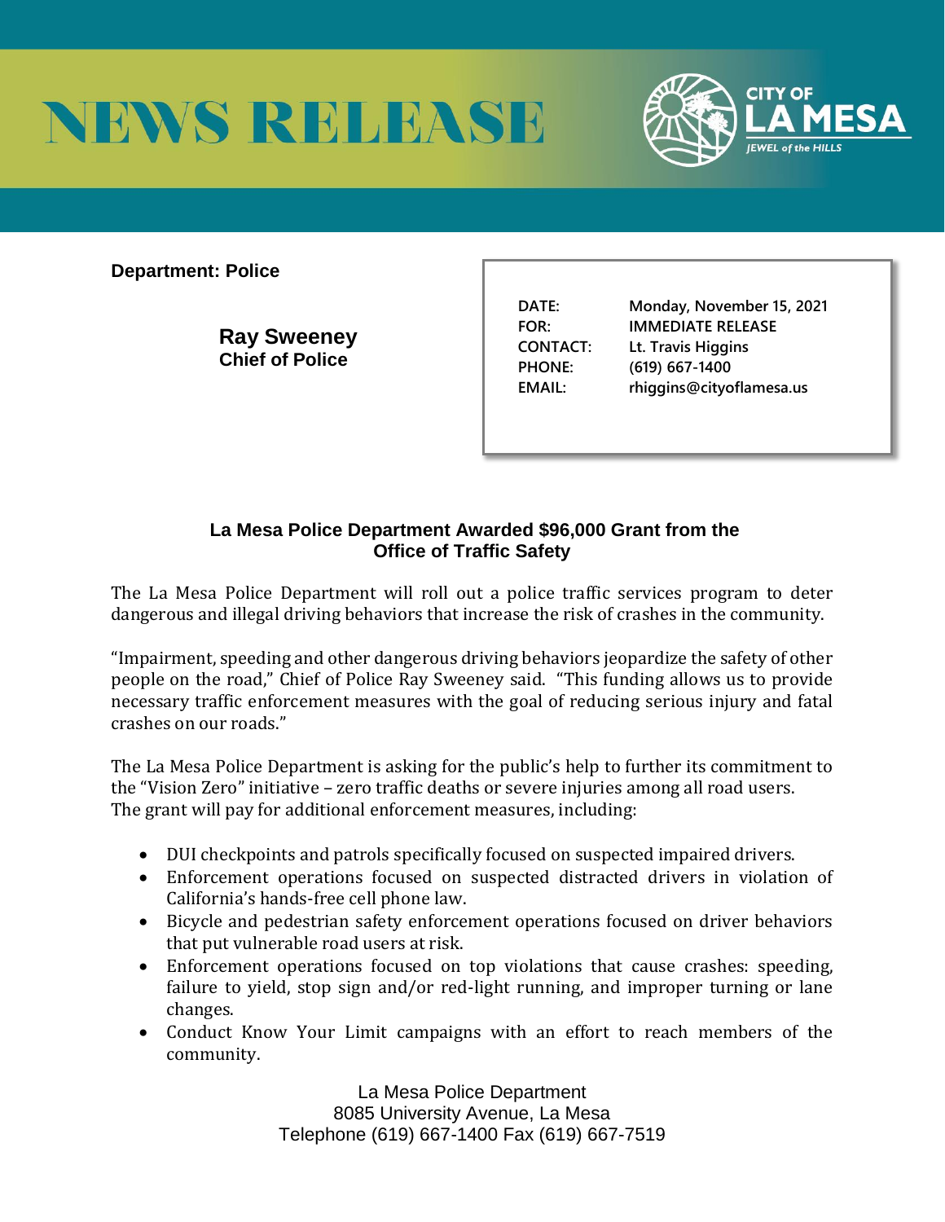# NEWS RELEASE

CITY OF LA MESA
JEWEL of the HILLS

**Department: Police**

**Ray Sweeney**
**Chief of Police**

| | |
|---|---|
| DATE: | Monday, November 15, 2021 |
| FOR: | IMMEDIATE RELEASE |
| CONTACT: | Lt. Travis Higgins |
| PHONE: | (619) 667-1400 |
| EMAIL: | rhiggins@cityoflamesa.us |

## La Mesa Police Department Awarded $96,000 Grant from the Office of Traffic Safety

The La Mesa Police Department will roll out a police traffic services program to deter dangerous and illegal driving behaviors that increase the risk of crashes in the community.

"Impairment, speeding and other dangerous driving behaviors jeopardize the safety of other people on the road," Chief of Police Ray Sweeney said. "This funding allows us to provide necessary traffic enforcement measures with the goal of reducing serious injury and fatal crashes on our roads."

The La Mesa Police Department is asking for the public's help to further its commitment to the "Vision Zero" initiative – zero traffic deaths or severe injuries among all road users. The grant will pay for additional enforcement measures, including:

- DUI checkpoints and patrols specifically focused on suspected impaired drivers.
- Enforcement operations focused on suspected distracted drivers in violation of California's hands-free cell phone law.
- Bicycle and pedestrian safety enforcement operations focused on driver behaviors that put vulnerable road users at risk.
- Enforcement operations focused on top violations that cause crashes: speeding, failure to yield, stop sign and/or red-light running, and improper turning or lane changes.
- Conduct Know Your Limit campaigns with an effort to reach members of the community.

La Mesa Police Department
8085 University Avenue, La Mesa
Telephone (619) 667-1400 Fax (619) 667-7519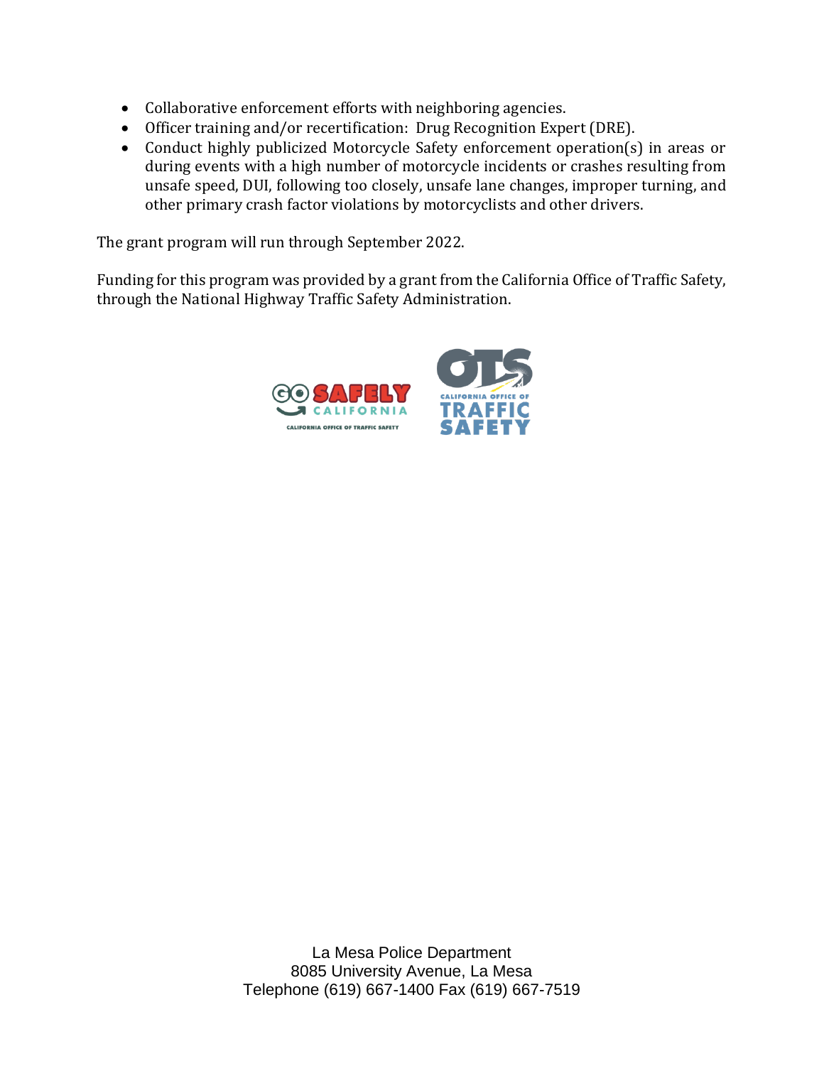- Collaborative enforcement efforts with neighboring agencies.
- Officer training and/or recertification: Drug Recognition Expert (DRE).
- Conduct highly publicized Motorcycle Safety enforcement operation(s) in areas or during events with a high number of motorcycle incidents or crashes resulting from unsafe speed, DUI, following too closely, unsafe lane changes, improper turning, and other primary crash factor violations by motorcyclists and other drivers.

The grant program will run through September 2022.

Funding for this program was provided by a grant from the California Office of Traffic Safety, through the National Highway Traffic Safety Administration.

La Mesa Police Department
8085 University Avenue, La Mesa
Telephone (619) 667-1400 Fax (619) 667-7519